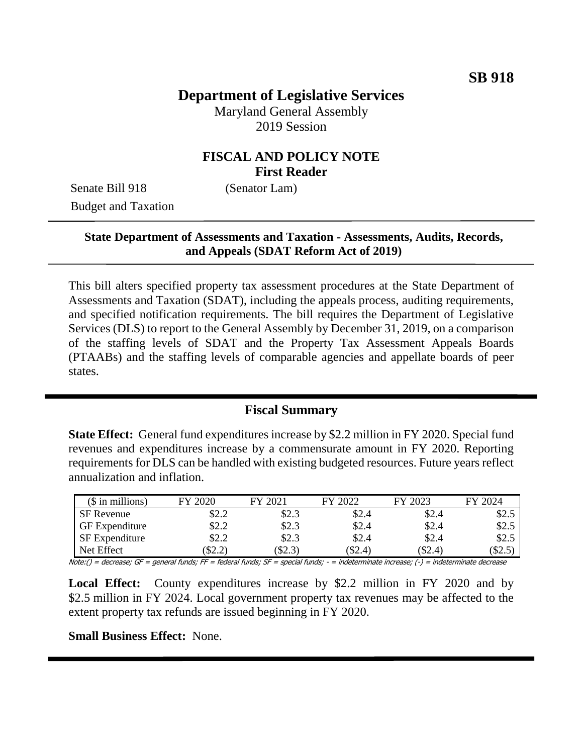**SB 918**

# Department of Legislative Services

Maryland General Assembly
2019 Session

## FISCAL AND POLICY NOTE
**First Reader**

Senate Bill 918 (Senator Lam)
Budget and Taxation

---

**State Department of Assessments and Taxation - Assessments, Audits, Records, and Appeals (SDAT Reform Act of 2019)**

---

This bill alters specified property tax assessment procedures at the State Department of Assessments and Taxation (SDAT), including the appeals process, auditing requirements, and specified notification requirements. The bill requires the Department of Legislative Services (DLS) to report to the General Assembly by December 31, 2019, on a comparison of the staffing levels of SDAT and the Property Tax Assessment Appeals Boards (PTAABs) and the staffing levels of comparable agencies and appellate boards of peer states.

---

## Fiscal Summary

**State Effect:** General fund expenditures increase by $2.2 million in FY 2020. Special fund revenues and expenditures increase by a commensurate amount in FY 2020. Reporting requirements for DLS can be handled with existing budgeted resources. Future years reflect annualization and inflation.

| ($ in millions) | FY 2020 | FY 2021 | FY 2022 | FY 2023 | FY 2024 |
|---|---|---|---|---|---|
| SF Revenue | $2.2 | $2.3 | $2.4 | $2.4 | $2.5 |
| GF Expenditure | $2.2 | $2.3 | $2.4 | $2.4 | $2.5 |
| SF Expenditure | $2.2 | $2.3 | $2.4 | $2.4 | $2.5 |
| Net Effect | ($2.2) | ($2.3) | ($2.4) | ($2.4) | ($2.5) |

*Note:() = decrease; GF = general funds; FF = federal funds; SF = special funds; - = indeterminate increase; (-) = indeterminate decrease*

**Local Effect:** County expenditures increase by $2.2 million in FY 2020 and by $2.5 million in FY 2024. Local government property tax revenues may be affected to the extent property tax refunds are issued beginning in FY 2020.

**Small Business Effect:** None.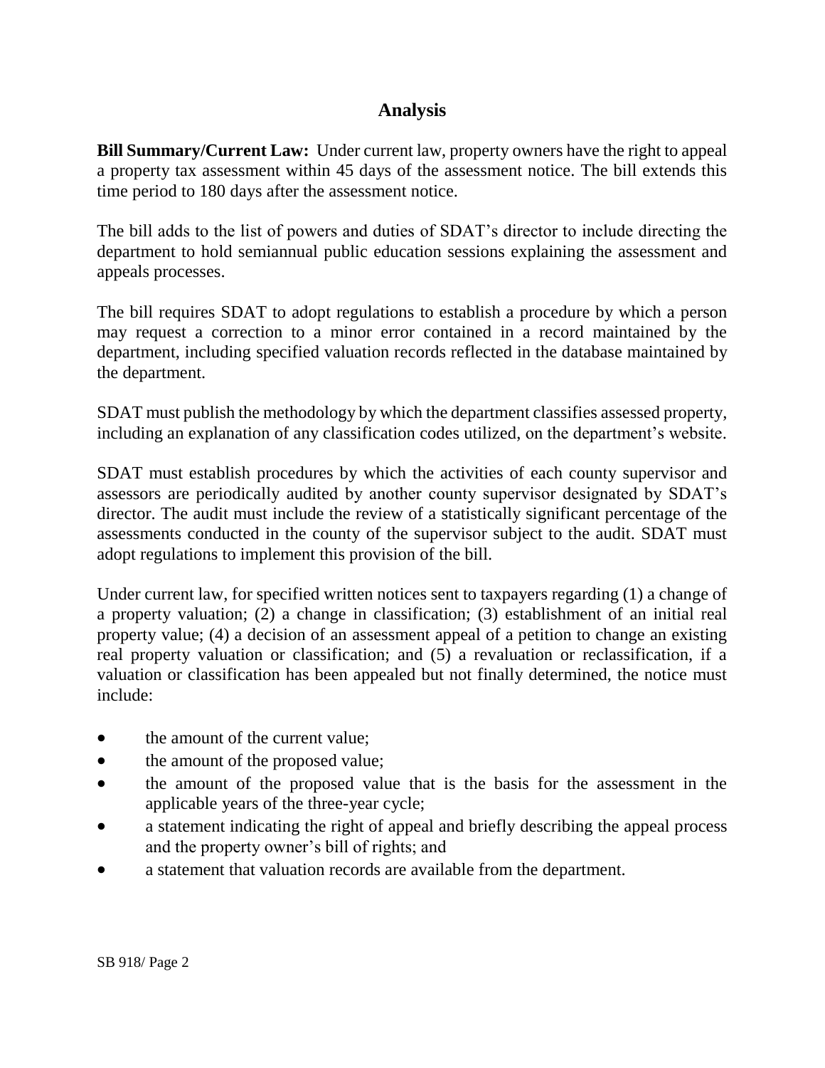## Analysis

**Bill Summary/Current Law:** Under current law, property owners have the right to appeal a property tax assessment within 45 days of the assessment notice. The bill extends this time period to 180 days after the assessment notice.

The bill adds to the list of powers and duties of SDAT's director to include directing the department to hold semiannual public education sessions explaining the assessment and appeals processes.

The bill requires SDAT to adopt regulations to establish a procedure by which a person may request a correction to a minor error contained in a record maintained by the department, including specified valuation records reflected in the database maintained by the department.

SDAT must publish the methodology by which the department classifies assessed property, including an explanation of any classification codes utilized, on the department's website.

SDAT must establish procedures by which the activities of each county supervisor and assessors are periodically audited by another county supervisor designated by SDAT's director. The audit must include the review of a statistically significant percentage of the assessments conducted in the county of the supervisor subject to the audit. SDAT must adopt regulations to implement this provision of the bill.

Under current law, for specified written notices sent to taxpayers regarding (1) a change of a property valuation; (2) a change in classification; (3) establishment of an initial real property value; (4) a decision of an assessment appeal of a petition to change an existing real property valuation or classification; and (5) a revaluation or reclassification, if a valuation or classification has been appealed but not finally determined, the notice must include:

- the amount of the current value;
- the amount of the proposed value;
- the amount of the proposed value that is the basis for the assessment in the applicable years of the three-year cycle;
- a statement indicating the right of appeal and briefly describing the appeal process and the property owner's bill of rights; and
- a statement that valuation records are available from the department.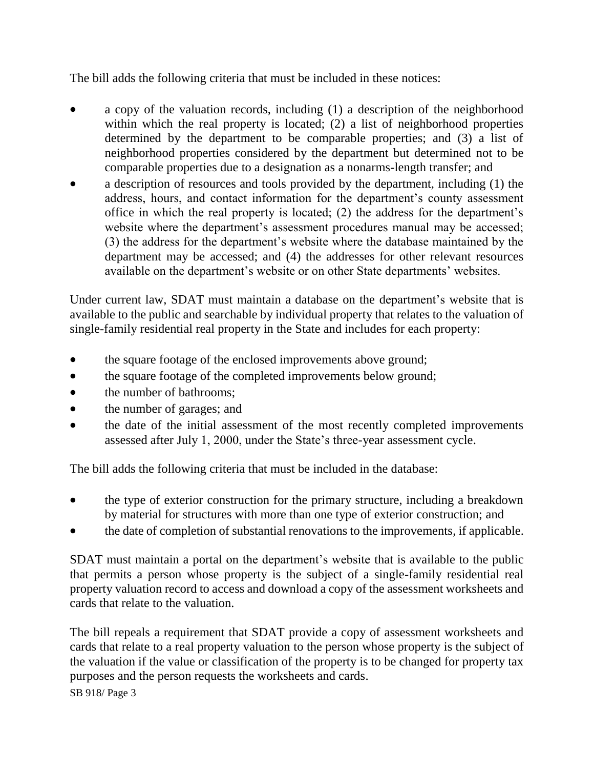The bill adds the following criteria that must be included in these notices:

- a copy of the valuation records, including (1) a description of the neighborhood within which the real property is located; (2) a list of neighborhood properties determined by the department to be comparable properties; and (3) a list of neighborhood properties considered by the department but determined not to be comparable properties due to a designation as a nonarms-length transfer; and
- a description of resources and tools provided by the department, including (1) the address, hours, and contact information for the department's county assessment office in which the real property is located; (2) the address for the department's website where the department's assessment procedures manual may be accessed; (3) the address for the department's website where the database maintained by the department may be accessed; and (4) the addresses for other relevant resources available on the department's website or on other State departments' websites.

Under current law, SDAT must maintain a database on the department's website that is available to the public and searchable by individual property that relates to the valuation of single-family residential real property in the State and includes for each property:

- the square footage of the enclosed improvements above ground;
- the square footage of the completed improvements below ground;
- the number of bathrooms;
- the number of garages; and
- the date of the initial assessment of the most recently completed improvements assessed after July 1, 2000, under the State's three-year assessment cycle.

The bill adds the following criteria that must be included in the database:

- the type of exterior construction for the primary structure, including a breakdown by material for structures with more than one type of exterior construction; and
- the date of completion of substantial renovations to the improvements, if applicable.

SDAT must maintain a portal on the department's website that is available to the public that permits a person whose property is the subject of a single-family residential real property valuation record to access and download a copy of the assessment worksheets and cards that relate to the valuation.

The bill repeals a requirement that SDAT provide a copy of assessment worksheets and cards that relate to a real property valuation to the person whose property is the subject of the valuation if the value or classification of the property is to be changed for property tax purposes and the person requests the worksheets and cards.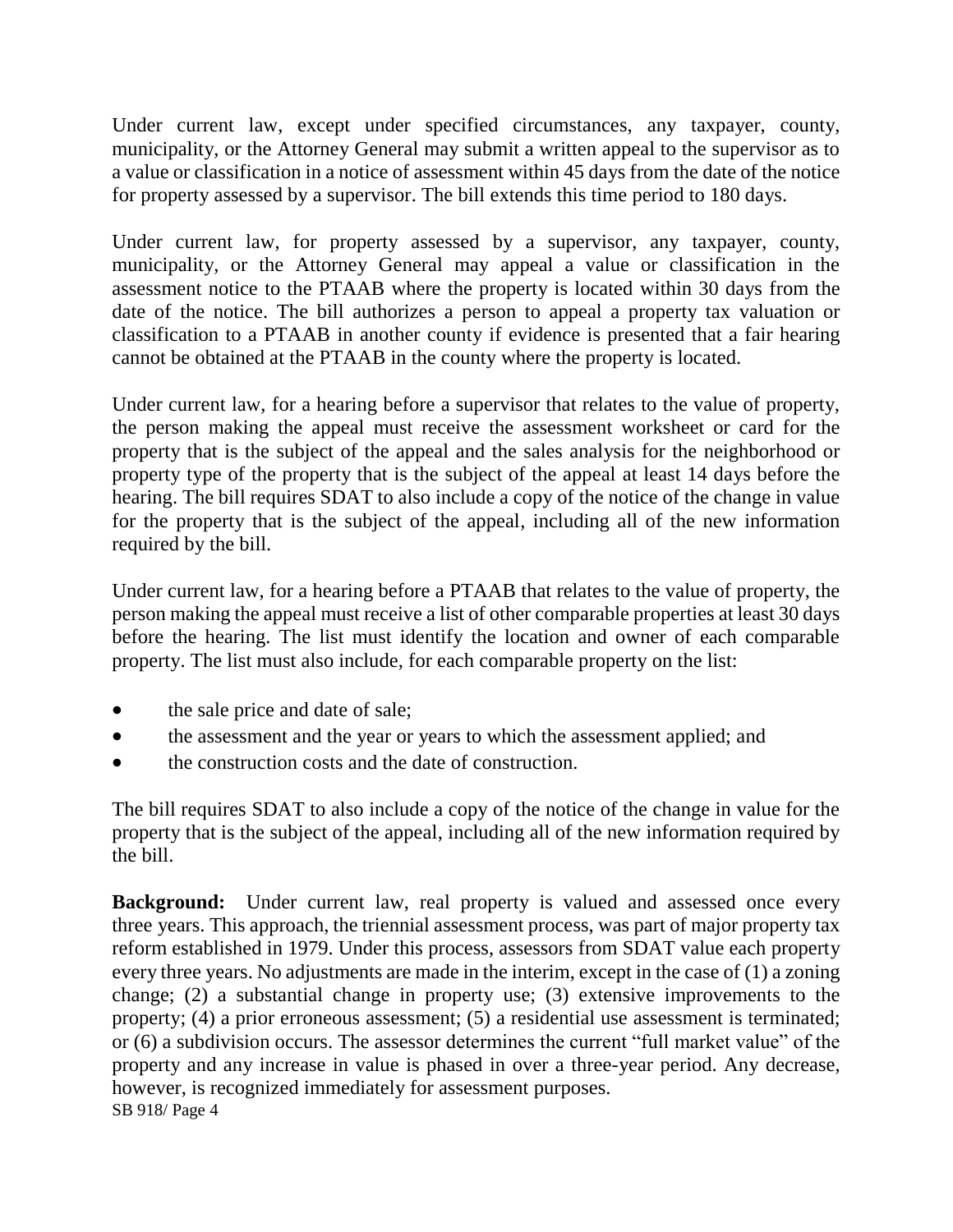Under current law, except under specified circumstances, any taxpayer, county, municipality, or the Attorney General may submit a written appeal to the supervisor as to a value or classification in a notice of assessment within 45 days from the date of the notice for property assessed by a supervisor. The bill extends this time period to 180 days.

Under current law, for property assessed by a supervisor, any taxpayer, county, municipality, or the Attorney General may appeal a value or classification in the assessment notice to the PTAAB where the property is located within 30 days from the date of the notice. The bill authorizes a person to appeal a property tax valuation or classification to a PTAAB in another county if evidence is presented that a fair hearing cannot be obtained at the PTAAB in the county where the property is located.

Under current law, for a hearing before a supervisor that relates to the value of property, the person making the appeal must receive the assessment worksheet or card for the property that is the subject of the appeal and the sales analysis for the neighborhood or property type of the property that is the subject of the appeal at least 14 days before the hearing. The bill requires SDAT to also include a copy of the notice of the change in value for the property that is the subject of the appeal, including all of the new information required by the bill.

Under current law, for a hearing before a PTAAB that relates to the value of property, the person making the appeal must receive a list of other comparable properties at least 30 days before the hearing. The list must identify the location and owner of each comparable property. The list must also include, for each comparable property on the list:

- the sale price and date of sale;
- the assessment and the year or years to which the assessment applied; and
- the construction costs and the date of construction.

The bill requires SDAT to also include a copy of the notice of the change in value for the property that is the subject of the appeal, including all of the new information required by the bill.

**Background:** Under current law, real property is valued and assessed once every three years. This approach, the triennial assessment process, was part of major property tax reform established in 1979. Under this process, assessors from SDAT value each property every three years. No adjustments are made in the interim, except in the case of (1) a zoning change; (2) a substantial change in property use; (3) extensive improvements to the property; (4) a prior erroneous assessment; (5) a residential use assessment is terminated; or (6) a subdivision occurs. The assessor determines the current "full market value" of the property and any increase in value is phased in over a three-year period. Any decrease, however, is recognized immediately for assessment purposes.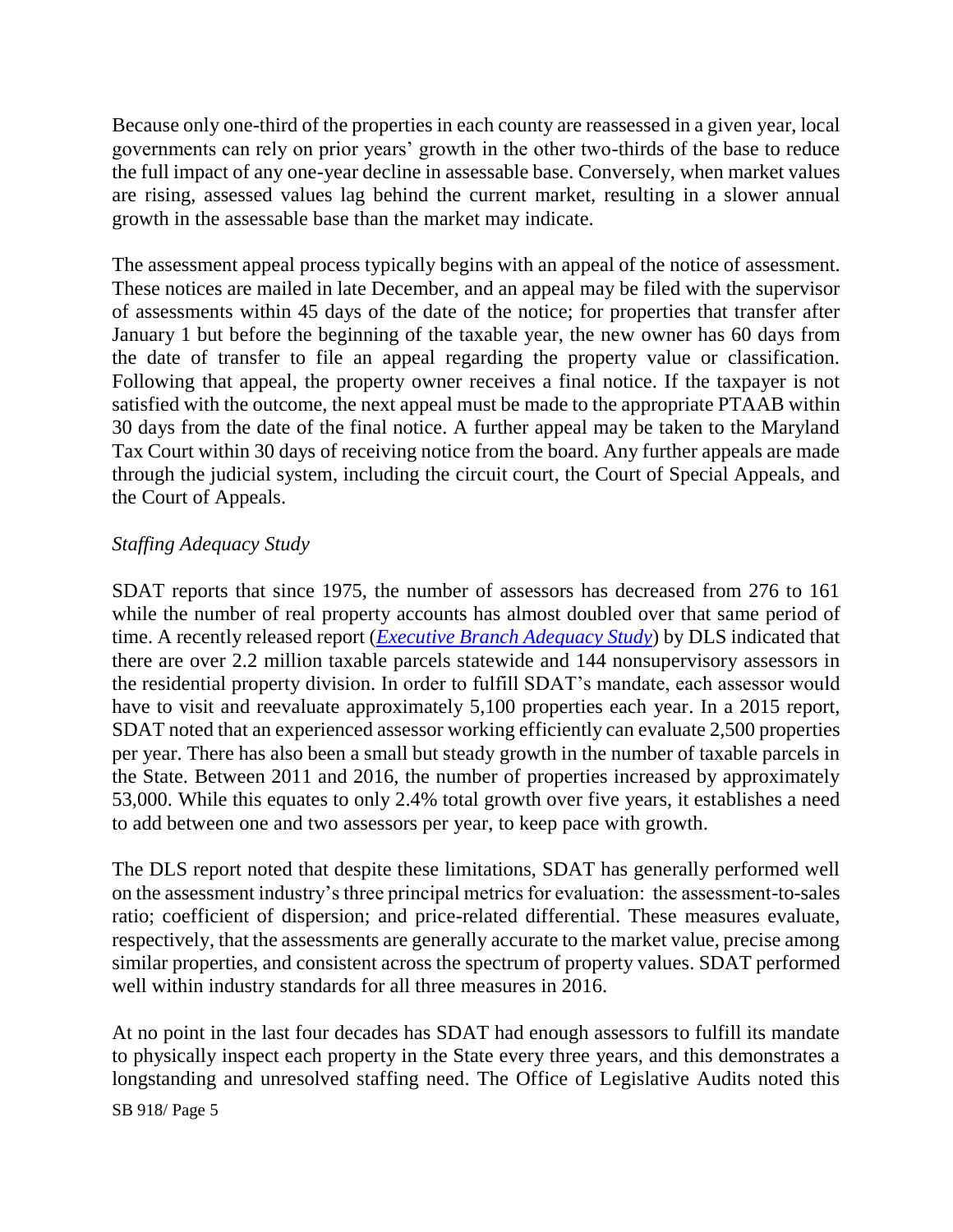Because only one-third of the properties in each county are reassessed in a given year, local governments can rely on prior years' growth in the other two-thirds of the base to reduce the full impact of any one-year decline in assessable base. Conversely, when market values are rising, assessed values lag behind the current market, resulting in a slower annual growth in the assessable base than the market may indicate.

The assessment appeal process typically begins with an appeal of the notice of assessment. These notices are mailed in late December, and an appeal may be filed with the supervisor of assessments within 45 days of the date of the notice; for properties that transfer after January 1 but before the beginning of the taxable year, the new owner has 60 days from the date of transfer to file an appeal regarding the property value or classification. Following that appeal, the property owner receives a final notice. If the taxpayer is not satisfied with the outcome, the next appeal must be made to the appropriate PTAAB within 30 days from the date of the final notice. A further appeal may be taken to the Maryland Tax Court within 30 days of receiving notice from the board. Any further appeals are made through the judicial system, including the circuit court, the Court of Special Appeals, and the Court of Appeals.

*Staffing Adequacy Study*

SDAT reports that since 1975, the number of assessors has decreased from 276 to 161 while the number of real property accounts has almost doubled over that same period of time. A recently released report (*Executive Branch Adequacy Study*) by DLS indicated that there are over 2.2 million taxable parcels statewide and 144 nonsupervisory assessors in the residential property division. In order to fulfill SDAT's mandate, each assessor would have to visit and reevaluate approximately 5,100 properties each year. In a 2015 report, SDAT noted that an experienced assessor working efficiently can evaluate 2,500 properties per year. There has also been a small but steady growth in the number of taxable parcels in the State. Between 2011 and 2016, the number of properties increased by approximately 53,000. While this equates to only 2.4% total growth over five years, it establishes a need to add between one and two assessors per year, to keep pace with growth.

The DLS report noted that despite these limitations, SDAT has generally performed well on the assessment industry's three principal metrics for evaluation: the assessment-to-sales ratio; coefficient of dispersion; and price-related differential. These measures evaluate, respectively, that the assessments are generally accurate to the market value, precise among similar properties, and consistent across the spectrum of property values. SDAT performed well within industry standards for all three measures in 2016.

At no point in the last four decades has SDAT had enough assessors to fulfill its mandate to physically inspect each property in the State every three years, and this demonstrates a longstanding and unresolved staffing need. The Office of Legislative Audits noted this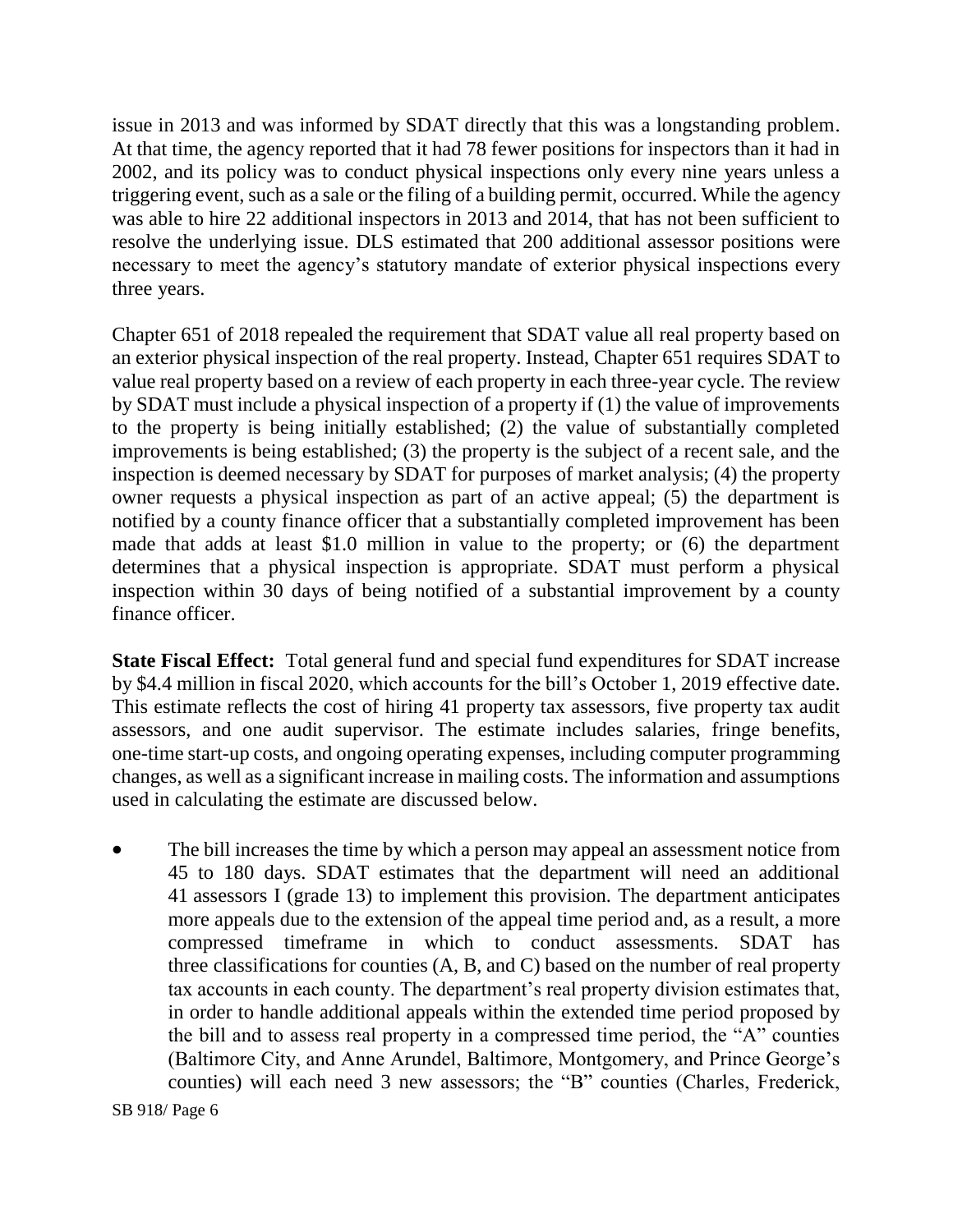issue in 2013 and was informed by SDAT directly that this was a longstanding problem. At that time, the agency reported that it had 78 fewer positions for inspectors than it had in 2002, and its policy was to conduct physical inspections only every nine years unless a triggering event, such as a sale or the filing of a building permit, occurred. While the agency was able to hire 22 additional inspectors in 2013 and 2014, that has not been sufficient to resolve the underlying issue. DLS estimated that 200 additional assessor positions were necessary to meet the agency's statutory mandate of exterior physical inspections every three years.

Chapter 651 of 2018 repealed the requirement that SDAT value all real property based on an exterior physical inspection of the real property. Instead, Chapter 651 requires SDAT to value real property based on a review of each property in each three-year cycle. The review by SDAT must include a physical inspection of a property if (1) the value of improvements to the property is being initially established; (2) the value of substantially completed improvements is being established; (3) the property is the subject of a recent sale, and the inspection is deemed necessary by SDAT for purposes of market analysis; (4) the property owner requests a physical inspection as part of an active appeal; (5) the department is notified by a county finance officer that a substantially completed improvement has been made that adds at least $1.0 million in value to the property; or (6) the department determines that a physical inspection is appropriate. SDAT must perform a physical inspection within 30 days of being notified of a substantial improvement by a county finance officer.

**State Fiscal Effect:** Total general fund and special fund expenditures for SDAT increase by $4.4 million in fiscal 2020, which accounts for the bill's October 1, 2019 effective date. This estimate reflects the cost of hiring 41 property tax assessors, five property tax audit assessors, and one audit supervisor. The estimate includes salaries, fringe benefits, one-time start-up costs, and ongoing operating expenses, including computer programming changes, as well as a significant increase in mailing costs. The information and assumptions used in calculating the estimate are discussed below.

- The bill increases the time by which a person may appeal an assessment notice from 45 to 180 days. SDAT estimates that the department will need an additional 41 assessors I (grade 13) to implement this provision. The department anticipates more appeals due to the extension of the appeal time period and, as a result, a more compressed timeframe in which to conduct assessments. SDAT has three classifications for counties (A, B, and C) based on the number of real property tax accounts in each county. The department's real property division estimates that, in order to handle additional appeals within the extended time period proposed by the bill and to assess real property in a compressed time period, the "A" counties (Baltimore City, and Anne Arundel, Baltimore, Montgomery, and Prince George's counties) will each need 3 new assessors; the "B" counties (Charles, Frederick,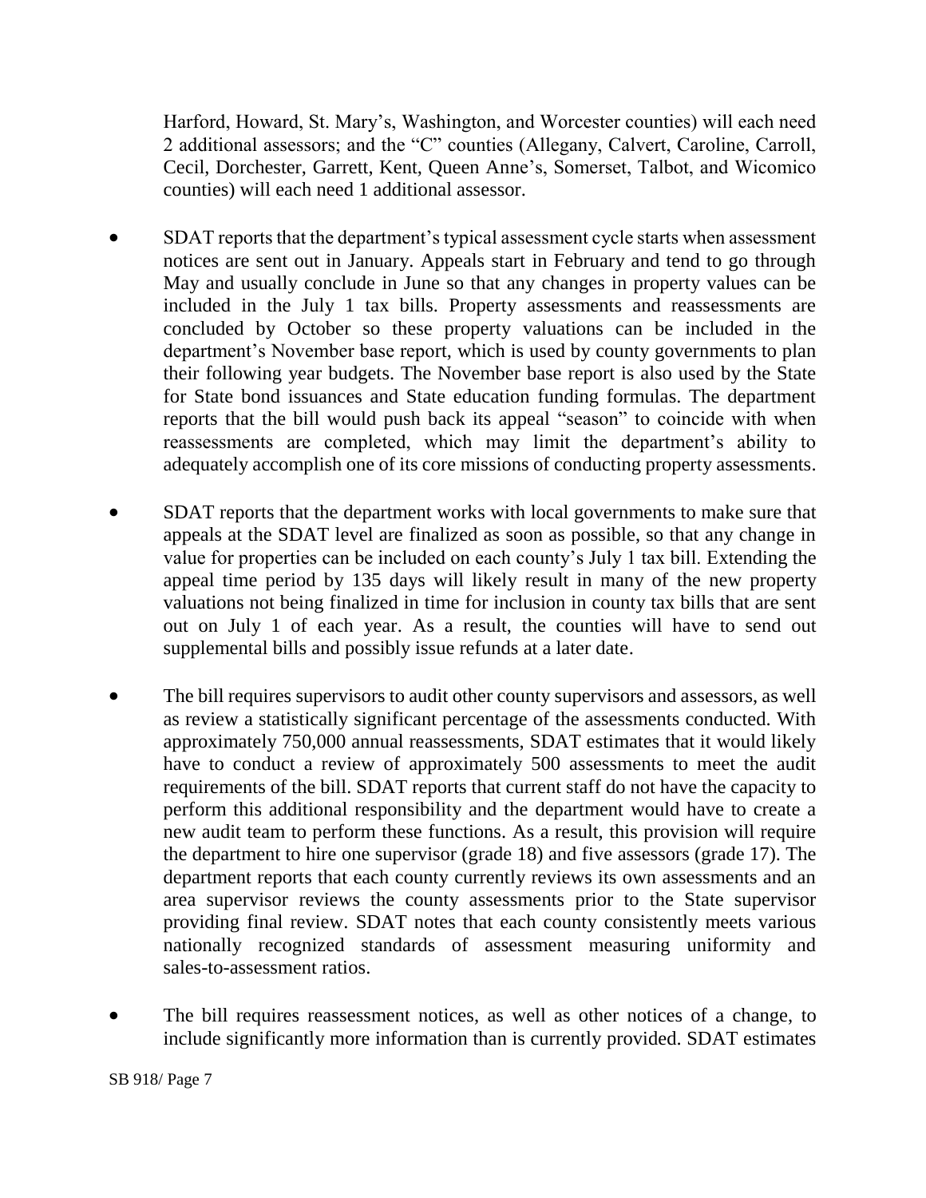Harford, Howard, St. Mary's, Washington, and Worcester counties) will each need 2 additional assessors; and the "C" counties (Allegany, Calvert, Caroline, Carroll, Cecil, Dorchester, Garrett, Kent, Queen Anne's, Somerset, Talbot, and Wicomico counties) will each need 1 additional assessor.

- SDAT reports that the department's typical assessment cycle starts when assessment notices are sent out in January. Appeals start in February and tend to go through May and usually conclude in June so that any changes in property values can be included in the July 1 tax bills. Property assessments and reassessments are concluded by October so these property valuations can be included in the department's November base report, which is used by county governments to plan their following year budgets. The November base report is also used by the State for State bond issuances and State education funding formulas. The department reports that the bill would push back its appeal "season" to coincide with when reassessments are completed, which may limit the department's ability to adequately accomplish one of its core missions of conducting property assessments.
- SDAT reports that the department works with local governments to make sure that appeals at the SDAT level are finalized as soon as possible, so that any change in value for properties can be included on each county's July 1 tax bill. Extending the appeal time period by 135 days will likely result in many of the new property valuations not being finalized in time for inclusion in county tax bills that are sent out on July 1 of each year. As a result, the counties will have to send out supplemental bills and possibly issue refunds at a later date.
- The bill requires supervisors to audit other county supervisors and assessors, as well as review a statistically significant percentage of the assessments conducted. With approximately 750,000 annual reassessments, SDAT estimates that it would likely have to conduct a review of approximately 500 assessments to meet the audit requirements of the bill. SDAT reports that current staff do not have the capacity to perform this additional responsibility and the department would have to create a new audit team to perform these functions. As a result, this provision will require the department to hire one supervisor (grade 18) and five assessors (grade 17). The department reports that each county currently reviews its own assessments and an area supervisor reviews the county assessments prior to the State supervisor providing final review. SDAT notes that each county consistently meets various nationally recognized standards of assessment measuring uniformity and sales-to-assessment ratios.
- The bill requires reassessment notices, as well as other notices of a change, to include significantly more information than is currently provided. SDAT estimates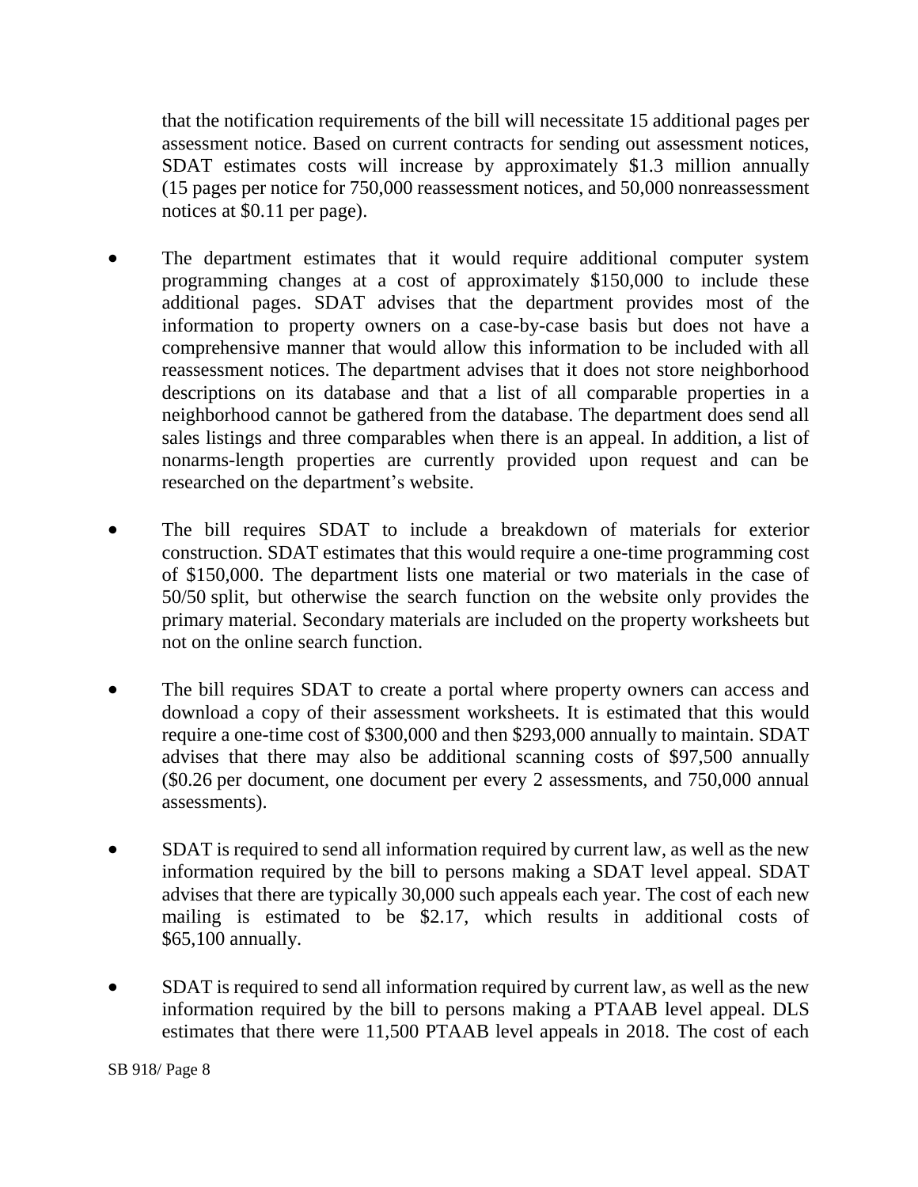that the notification requirements of the bill will necessitate 15 additional pages per assessment notice. Based on current contracts for sending out assessment notices, SDAT estimates costs will increase by approximately $1.3 million annually (15 pages per notice for 750,000 reassessment notices, and 50,000 nonreassessment notices at $0.11 per page).

- The department estimates that it would require additional computer system programming changes at a cost of approximately $150,000 to include these additional pages. SDAT advises that the department provides most of the information to property owners on a case-by-case basis but does not have a comprehensive manner that would allow this information to be included with all reassessment notices. The department advises that it does not store neighborhood descriptions on its database and that a list of all comparable properties in a neighborhood cannot be gathered from the database. The department does send all sales listings and three comparables when there is an appeal. In addition, a list of nonarms-length properties are currently provided upon request and can be researched on the department's website.
- The bill requires SDAT to include a breakdown of materials for exterior construction. SDAT estimates that this would require a one-time programming cost of $150,000. The department lists one material or two materials in the case of 50/50 split, but otherwise the search function on the website only provides the primary material. Secondary materials are included on the property worksheets but not on the online search function.
- The bill requires SDAT to create a portal where property owners can access and download a copy of their assessment worksheets. It is estimated that this would require a one-time cost of $300,000 and then $293,000 annually to maintain. SDAT advises that there may also be additional scanning costs of $97,500 annually ($0.26 per document, one document per every 2 assessments, and 750,000 annual assessments).
- SDAT is required to send all information required by current law, as well as the new information required by the bill to persons making a SDAT level appeal. SDAT advises that there are typically 30,000 such appeals each year. The cost of each new mailing is estimated to be $2.17, which results in additional costs of $65,100 annually.
- SDAT is required to send all information required by current law, as well as the new information required by the bill to persons making a PTAAB level appeal. DLS estimates that there were 11,500 PTAAB level appeals in 2018. The cost of each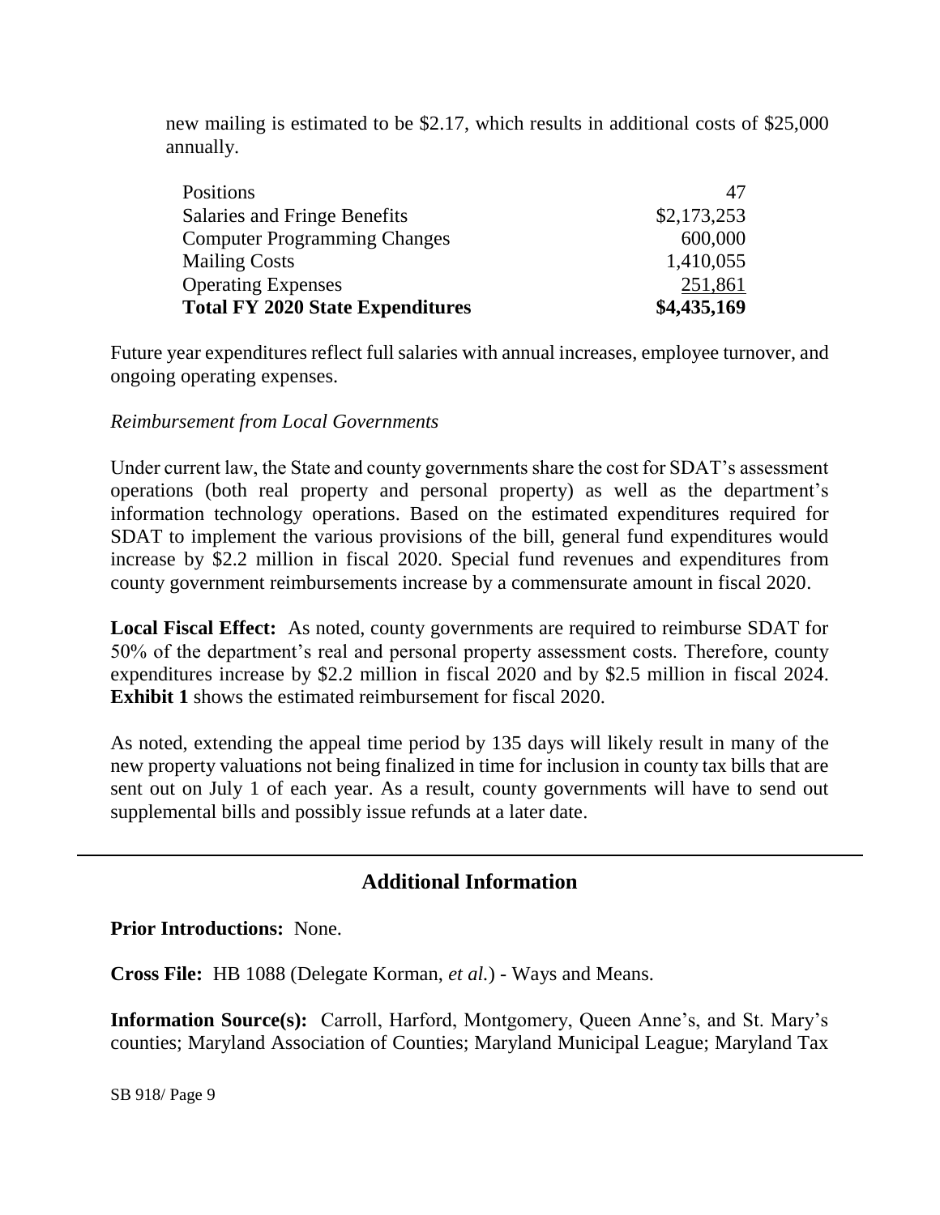new mailing is estimated to be $2.17, which results in additional costs of $25,000 annually.

| | |
|---|---|
| Positions | 47 |
| Salaries and Fringe Benefits | $2,173,253 |
| Computer Programming Changes | 600,000 |
| Mailing Costs | 1,410,055 |
| Operating Expenses | 251,861 |
| **Total FY 2020 State Expenditures** | **$4,435,169** |

Future year expenditures reflect full salaries with annual increases, employee turnover, and ongoing operating expenses.

*Reimbursement from Local Governments*

Under current law, the State and county governments share the cost for SDAT's assessment operations (both real property and personal property) as well as the department's information technology operations. Based on the estimated expenditures required for SDAT to implement the various provisions of the bill, general fund expenditures would increase by $2.2 million in fiscal 2020. Special fund revenues and expenditures from county government reimbursements increase by a commensurate amount in fiscal 2020.

**Local Fiscal Effect:** As noted, county governments are required to reimburse SDAT for 50% of the department's real and personal property assessment costs. Therefore, county expenditures increase by $2.2 million in fiscal 2020 and by $2.5 million in fiscal 2024. **Exhibit 1** shows the estimated reimbursement for fiscal 2020.

As noted, extending the appeal time period by 135 days will likely result in many of the new property valuations not being finalized in time for inclusion in county tax bills that are sent out on July 1 of each year. As a result, county governments will have to send out supplemental bills and possibly issue refunds at a later date.

## Additional Information

**Prior Introductions:** None.

**Cross File:** HB 1088 (Delegate Korman, *et al.*) - Ways and Means.

**Information Source(s):** Carroll, Harford, Montgomery, Queen Anne's, and St. Mary's counties; Maryland Association of Counties; Maryland Municipal League; Maryland Tax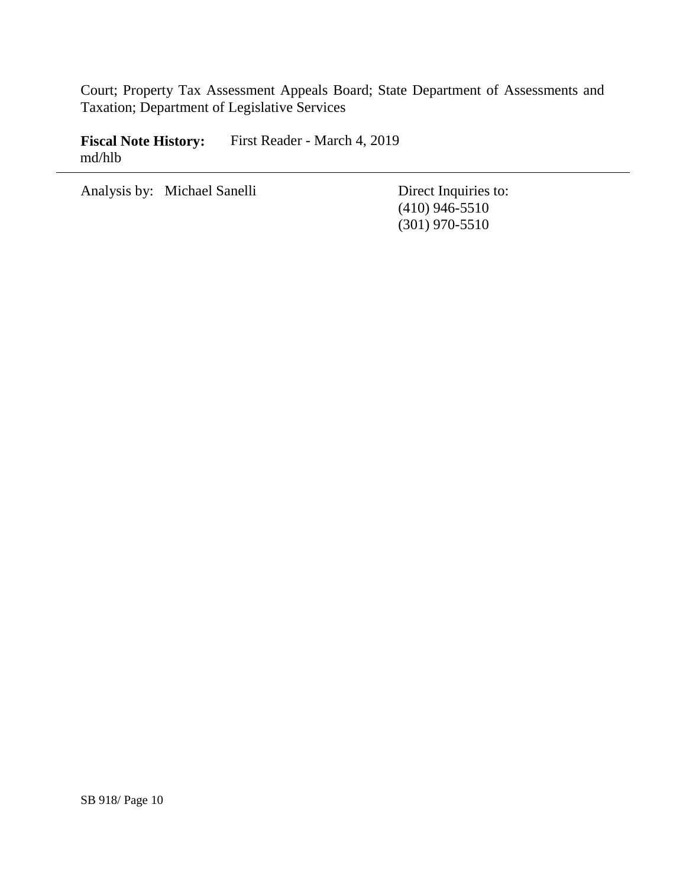Court; Property Tax Assessment Appeals Board; State Department of Assessments and Taxation; Department of Legislative Services

**Fiscal Note History:** First Reader - March 4, 2019
md/hlb

---

Analysis by: Michael Sanelli

Direct Inquiries to:
(410) 946-5510
(301) 970-5510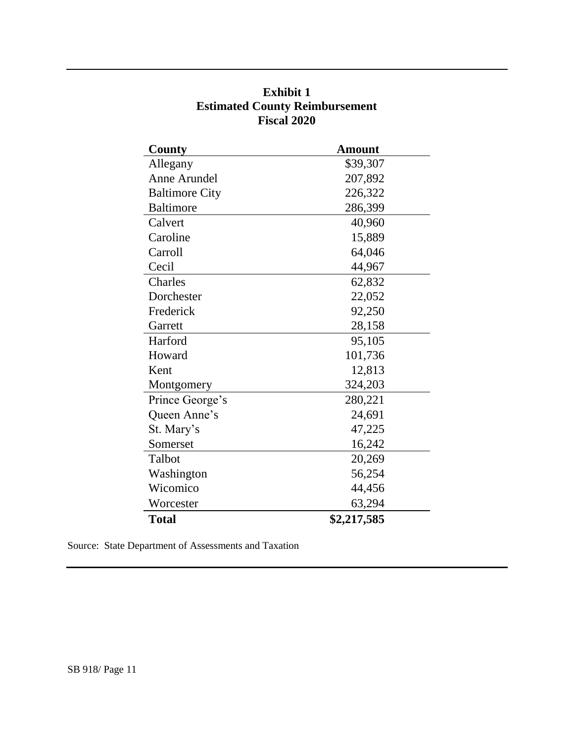**Exhibit 1**
**Estimated County Reimbursement**
**Fiscal 2020**

| County | Amount |
|---|---|
| Allegany | $39,307 |
| Anne Arundel | 207,892 |
| Baltimore City | 226,322 |
| Baltimore | 286,399 |
| Calvert | 40,960 |
| Caroline | 15,889 |
| Carroll | 64,046 |
| Cecil | 44,967 |
| Charles | 62,832 |
| Dorchester | 22,052 |
| Frederick | 92,250 |
| Garrett | 28,158 |
| Harford | 95,105 |
| Howard | 101,736 |
| Kent | 12,813 |
| Montgomery | 324,203 |
| Prince George's | 280,221 |
| Queen Anne's | 24,691 |
| St. Mary's | 47,225 |
| Somerset | 16,242 |
| Talbot | 20,269 |
| Washington | 56,254 |
| Wicomico | 44,456 |
| Worcester | 63,294 |
| **Total** | **$2,217,585** |

Source: State Department of Assessments and Taxation